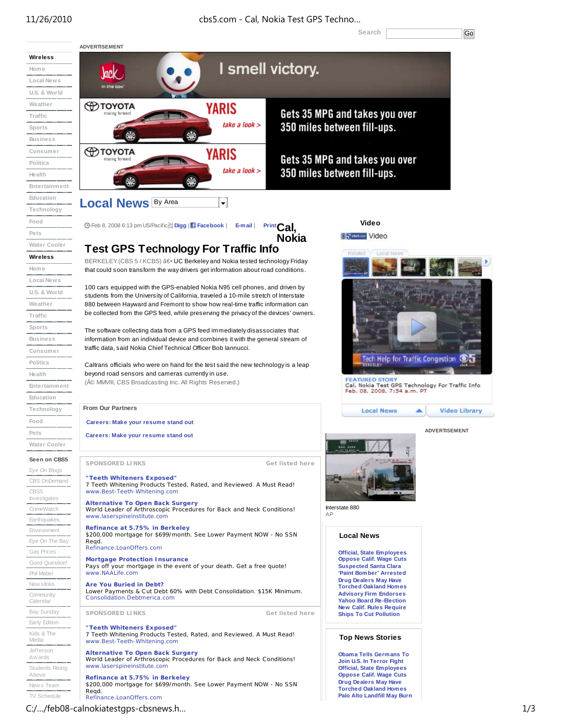Search Go

- Wireless
- Home
- Local News
- U.S. & World
- Weather
- Traffic
- Sports
- Business
- Consumer
- Politics
- Health
- Entertainment
- Education
- Technology
- Food
- Pets
- Water Cooler
- Wireless
- Home
- Local News
- U.S. & World
- Weather
- Traffic
- Sports
- Business
- Consumer
- Politics
- Health
- Entertainment
- Education
- Technology
- Food
- Pets
- Water Cooler

**Seen on CBS5**

- Eye On Blogs
- CBS OnDemand
- CBS5 Investigates
- CrimeWatch
- Earthquakes
- Environment
- Eye On The Bay
- Gas Prices
- Good Question!
- Phil Matier
- Newslinks
- Community Calendar
- Bay Sunday
- Early Edition
- Kids & The Media
- Jefferson Awards
- Students Rising Above
- News Team
- TV Schedule

ADVERTISEMENT

I smell victory.

TOYOTA moving forward YARIS take a look > Gets 35 MPG and takes you over 350 miles between fill-ups.

TOYOTA moving forward YARIS take a look > Gets 35 MPG and takes you over 350 miles between fill-ups.

# Local News

By Area

Feb 8, 2008 6:13 pm US/Pacific Digg | Facebook | E-mail | Print

## Cal, Nokia Test GPS Technology For Traffic Info

BERKELEY (CBS 5 / KCBS) â€" UC Berkeley and Nokia tested technology Friday that could soon transform the way drivers get information about road conditions.

100 cars equipped with the GPS-enabled Nokia N95 cell phones, and driven by students from the University of California, traveled a 10-mile stretch of Interstate 880 between Hayward and Fremont to show how real-time traffic information can be collected from the GPS feed, while preserving the privacy of the devices' owners.

The software collecting data from a GPS feed immediately disassociates that information from an individual device and combines it with the general stream of traffic data, said Nokia Chief Technical Officer Bob Iannucci.

Caltrans officials who were on hand for the test said the new technology is a leap beyond road sensors and cameras currently in use.

(Â© MMVIII, CBS Broadcasting Inc. All Rights Reserved.)

**Video**

Video

Related | Local News

Tech Help for Traffic Congestion — BERKELEY

FEATURED STORY
Cal, Nokia Test GPS Technology For Traffic Info
Feb. 08, 2008, 7:54 a.m. PT

Local News | Video Library

Interstate 880
AP

ADVERTISEMENT

**From Our Partners**

Careers: Make your resume stand out

Careers: Make your resume stand out

SPONSORED LINKS — Get listed here

**"Teeth Whiteners Exposed"**
7 Teeth Whitening Products Tested, Rated, and Reviewed. A Must Read!
www.Best-Teeth-Whitening.com

**Alternative To Open Back Surgery**
World Leader of Arthroscopic Procedures for Back and Neck Conditions!
www.laserspineinstitute.com

**Refinance at 5.75% in Berkeley**
$200,000 mortgage for $699/month. See Lower Payment NOW - No SSN Reqd.
Refinance.LoanOffers.com

**Mortgage Protection Insurance**
Pays off your mortgage in the event of your death. Get a free quote!
www.NAALife.com

**Are You Buried in Debt?**
Lower Payments & Cut Debt 60% with Debt Consolidation. $15K Minimum.
Consolidation.Debtmerica.com

SPONSORED LINKS — Get listed here

**"Teeth Whiteners Exposed"**
7 Teeth Whitening Products Tested, Rated, and Reviewed. A Must Read!
www.Best-Teeth-Whitening.com

**Alternative To Open Back Surgery**
World Leader of Arthroscopic Procedures for Back and Neck Conditions!
www.laserspineinstitute.com

**Refinance at 5.75% in Berkeley**
$200,000 mortgage for $699/month. See Lower Payment NOW - No SSN Reqd.
Refinance.LoanOffers.com

**Local News**

- Official, State Employees Oppose Calif. Wage Cuts
- Suspected Santa Clara 'Paint Bomber' Arrested
- Drug Dealers May Have Torched Oakland Homes
- Advisory Firm Endorses Yahoo Board Re-Election
- New Calif. Rules Require Ships To Cut Pollution

**Top News Stories**

- Obama Tells Germans To Join U.S. In Terror Fight
- Official, State Employees Oppose Calif. Wage Cuts
- Drug Dealers May Have Torched Oakland Homes
- Palo Alto Landfill May Burn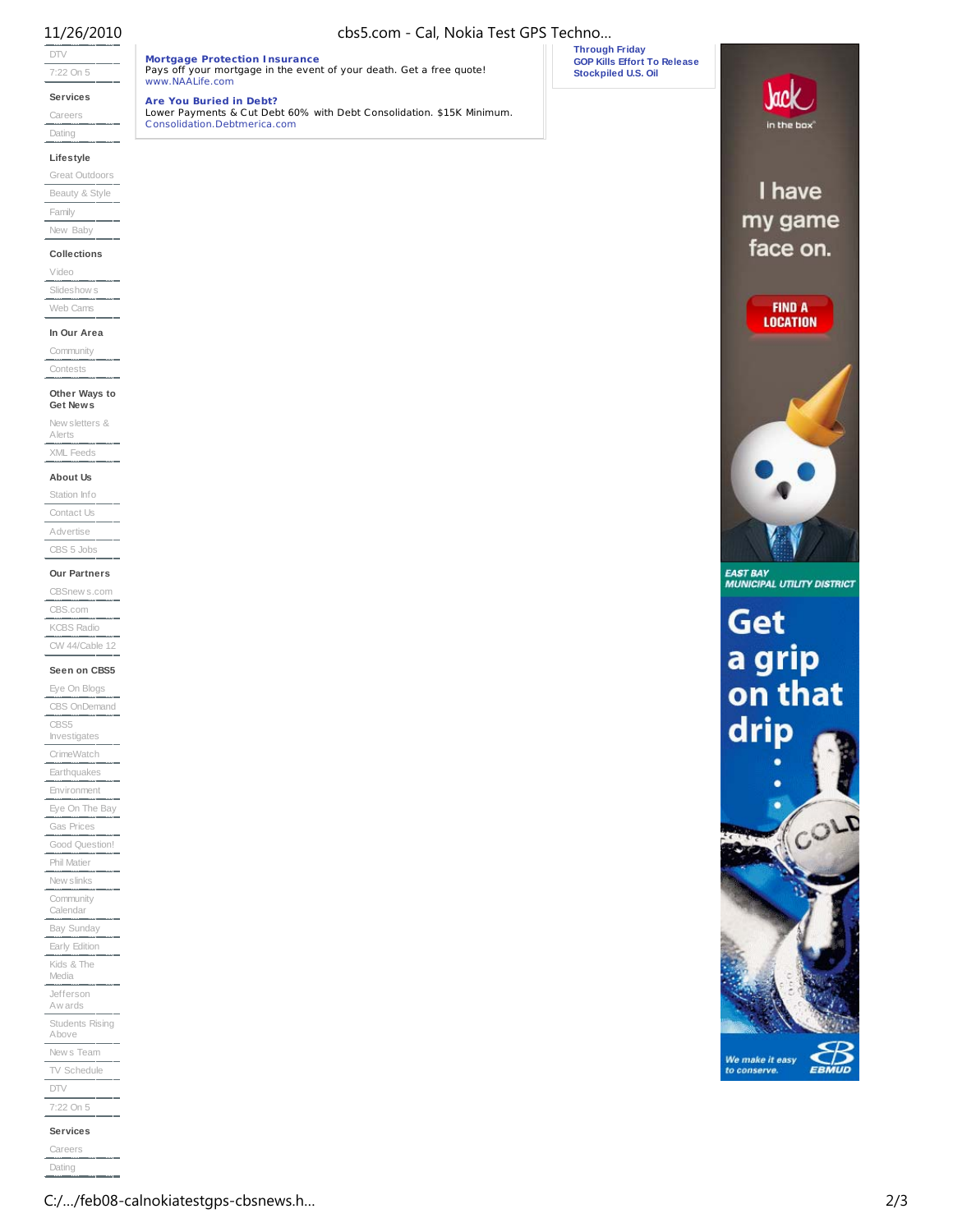- DTV
- 7:22 On 5

**Services**

- Careers
- Dating

**Lifestyle**

- Great Outdoors
- Beauty & Style
- Family
- New Baby

**Collections**

- Video
- Slideshows
- Web Cams

**In Our Area**

- Community
- Contests

**Other Ways to Get News**

- Newsletters & Alerts
- XML Feeds

**About Us**

- Station Info
- Contact Us
- Advertise
- CBS 5 Jobs

**Our Partners**

- CBSnews.com
- CBS.com
- KCBS Radio
- CW 44/Cable 12

**Seen on CBS5**

- Eye On Blogs
- CBS OnDemand
- CBS5 Investigates
- CrimeWatch
- Earthquakes
- Environment
- Eye On The Bay
- Gas Prices
- Good Question!
- Phil Matier
- Newslinks
- Community Calendar
- Bay Sunday
- Early Edition
- Kids & The Media
- Jefferson Awards
- Students Rising Above
- News Team
- TV Schedule
- DTV
- 7:22 On 5

**Services**

- Careers
- Dating

**Mortgage Protection Insurance**
Pays off your mortgage in the event of your death. Get a free quote!
www.NAALife.com

**Are You Buried in Debt?**
Lower Payments & Cut Debt 60% with Debt Consolidation. $15K Minimum.
Consolidation.Debtmerica.com

**Through Friday**
**GOP Kills Effort To Release Stockpiled U.S. Oil**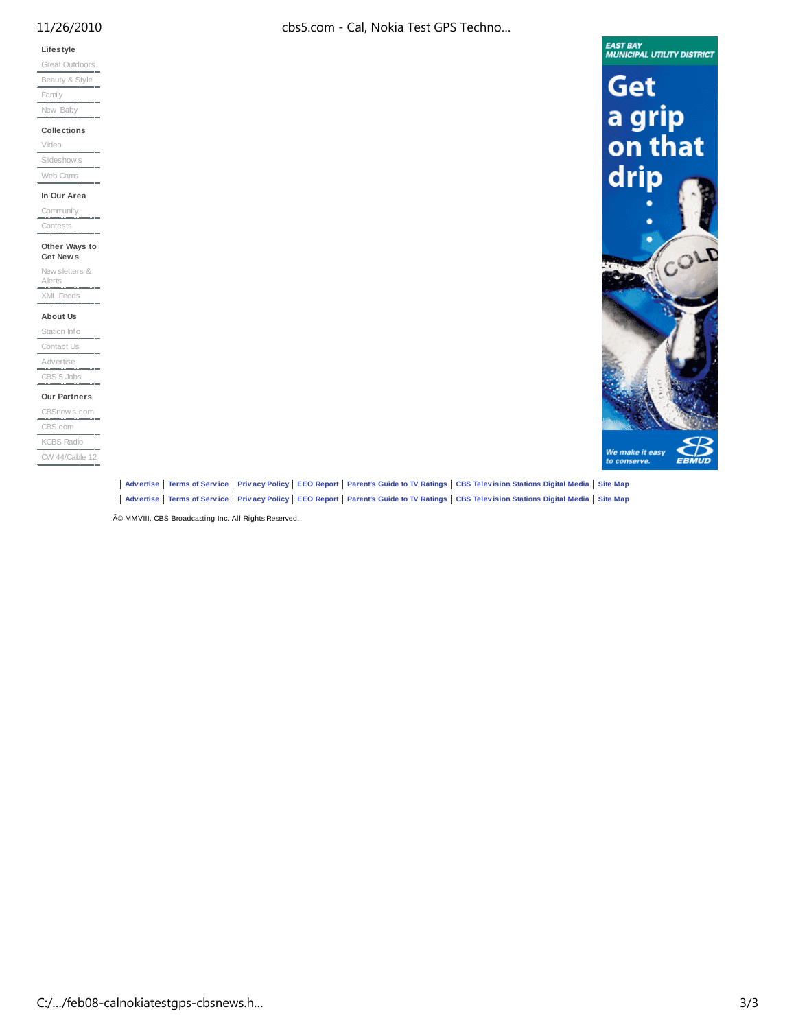**Lifestyle**

- Great Outdoors
- Beauty & Style
- Family
- New Baby

**Collections**

- Video
- Slideshows
- Web Cams

**In Our Area**

- Community
- Contests

**Other Ways to Get News**

- Newsletters & Alerts
- XML Feeds

**About Us**

- Station Info
- Contact Us
- Advertise
- CBS 5 Jobs

**Our Partners**

- CBSnews.com
- CBS.com
- KCBS Radio
- CW 44/Cable 12

EAST BAY MUNICIPAL UTILITY DISTRICT

Get a grip on that drip

We make it easy to conserve.

EBMUD

| Advertise | Terms of Service | Privacy Policy | EEO Report | Parent's Guide to TV Ratings | CBS Television Stations Digital Media | Site Map

| Advertise | Terms of Service | Privacy Policy | EEO Report | Parent's Guide to TV Ratings | CBS Television Stations Digital Media | Site Map

Â© MMVIII, CBS Broadcasting Inc. All Rights Reserved.